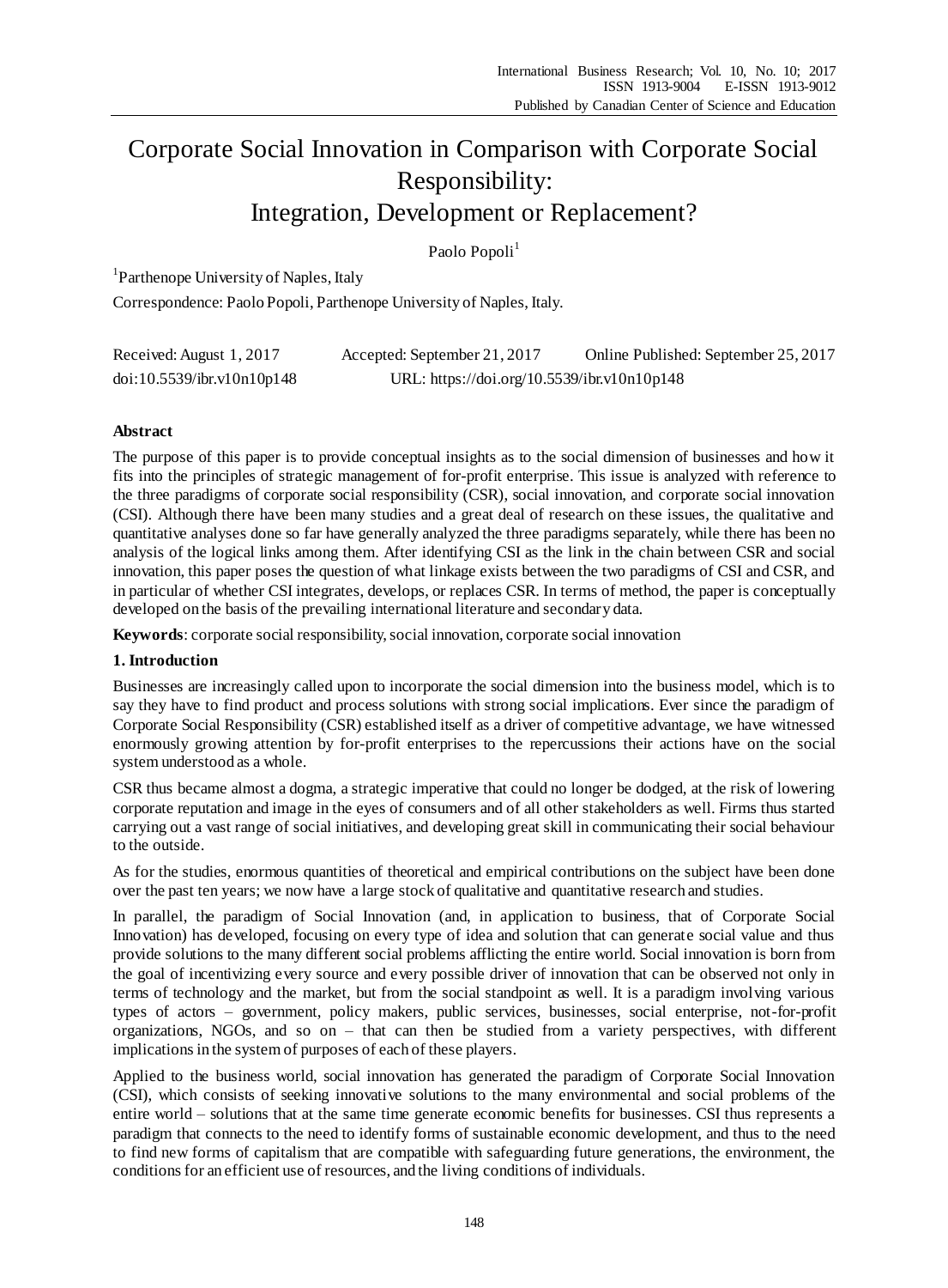# Corporate Social Innovation in Comparison with Corporate Social Responsibility: Integration, Development or Replacement?

Paolo Popoli[1]

[1]Parthenope University of Naples, Italy

Correspondence: Paolo Popoli, Parthenope University of Naples, Italy.

Received: August 1, 2017 Accepted: September 21, 2017 Online Published: September 25, 2017

doi:10.5539/ibr.v10n10p148 URL: https://doi.org/10.5539/ibr.v10n10p148

## Abstract

The purpose of this paper is to provide conceptual insights as to the social dimension of businesses and how it fits into the principles of strategic management of for-profit enterprise. This issue is analyzed with reference to the three paradigms of corporate social responsibility (CSR), social innovation, and corporate social innovation (CSI). Although there have been many studies and a great deal of research on these issues, the qualitative and quantitative analyses done so far have generally analyzed the three paradigms separately, while there has been no analysis of the logical links among them. After identifying CSI as the link in the chain between CSR and social innovation, this paper poses the question of what linkage exists between the two paradigms of CSI and CSR, and in particular of whether CSI integrates, develops, or replaces CSR. In terms of method, the paper is conceptually developed on the basis of the prevailing international literature and secondary data.

**Keywords**: corporate social responsibility, social innovation, corporate social innovation

## 1. Introduction

Businesses are increasingly called upon to incorporate the social dimension into the business model, which is to say they have to find product and process solutions with strong social implications. Ever since the paradigm of Corporate Social Responsibility (CSR) established itself as a driver of competitive advantage, we have witnessed enormously growing attention by for-profit enterprises to the repercussions their actions have on the social system understood as a whole.

CSR thus became almost a dogma, a strategic imperative that could no longer be dodged, at the risk of lowering corporate reputation and image in the eyes of consumers and of all other stakeholders as well. Firms thus started carrying out a vast range of social initiatives, and developing great skill in communicating their social behaviour to the outside.

As for the studies, enormous quantities of theoretical and empirical contributions on the subject have been done over the past ten years; we now have a large stock of qualitative and quantitative research and studies.

In parallel, the paradigm of Social Innovation (and, in application to business, that of Corporate Social Innovation) has developed, focusing on every type of idea and solution that can generate social value and thus provide solutions to the many different social problems afflicting the entire world. Social innovation is born from the goal of incentivizing every source and every possible driver of innovation that can be observed not only in terms of technology and the market, but from the social standpoint as well. It is a paradigm involving various types of actors – government, policy makers, public services, businesses, social enterprise, not-for-profit organizations, NGOs, and so on – that can then be studied from a variety perspectives, with different implications in the system of purposes of each of these players.

Applied to the business world, social innovation has generated the paradigm of Corporate Social Innovation (CSI), which consists of seeking innovative solutions to the many environmental and social problems of the entire world – solutions that at the same time generate economic benefits for businesses. CSI thus represents a paradigm that connects to the need to identify forms of sustainable economic development, and thus to the need to find new forms of capitalism that are compatible with safeguarding future generations, the environment, the conditions for an efficient use of resources, and the living conditions of individuals.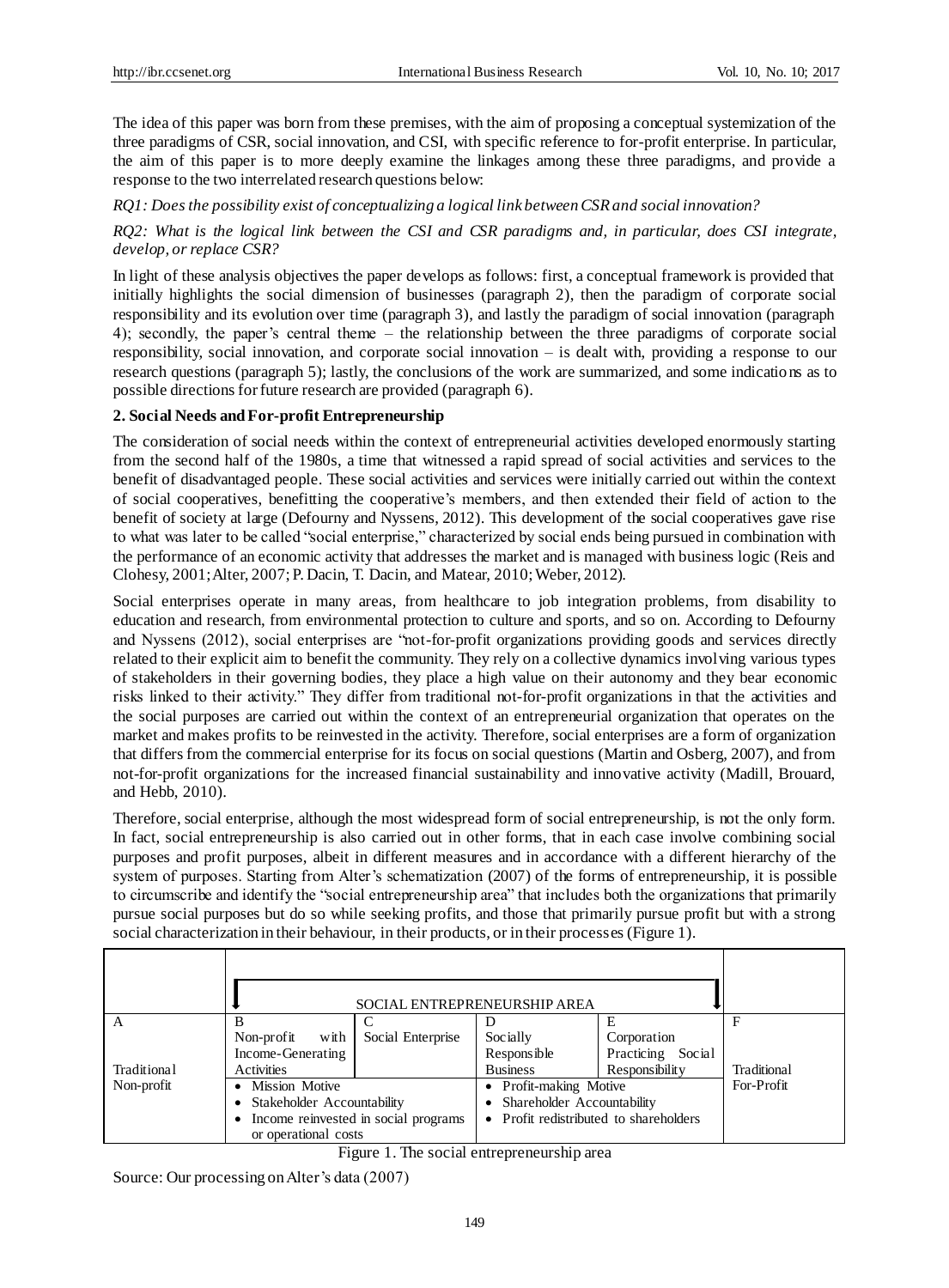The idea of this paper was born from these premises, with the aim of proposing a conceptual systemization of the three paradigms of CSR, social innovation, and CSI, with specific reference to for-profit enterprise. In particular, the aim of this paper is to more deeply examine the linkages among these three paradigms, and provide a response to the two interrelated research questions below:

*RQ1: Does the possibility exist of conceptualizing a logical link between CSR and social innovation?*

*RQ2: What is the logical link between the CSI and CSR paradigms and, in particular, does CSI integrate, develop, or replace CSR?*

In light of these analysis objectives the paper develops as follows: first, a conceptual framework is provided that initially highlights the social dimension of businesses (paragraph 2), then the paradigm of corporate social responsibility and its evolution over time (paragraph 3), and lastly the paradigm of social innovation (paragraph 4); secondly, the paper's central theme – the relationship between the three paradigms of corporate social responsibility, social innovation, and corporate social innovation – is dealt with, providing a response to our research questions (paragraph 5); lastly, the conclusions of the work are summarized, and some indications as to possible directions for future research are provided (paragraph 6).

## 2. Social Needs and For-profit Entrepreneurship

The consideration of social needs within the context of entrepreneurial activities developed enormously starting from the second half of the 1980s, a time that witnessed a rapid spread of social activities and services to the benefit of disadvantaged people. These social activities and services were initially carried out within the context of social cooperatives, benefitting the cooperative's members, and then extended their field of action to the benefit of society at large (Defourny and Nyssens, 2012). This development of the social cooperatives gave rise to what was later to be called "social enterprise," characterized by social ends being pursued in combination with the performance of an economic activity that addresses the market and is managed with business logic (Reis and Clohesy, 2001; Alter, 2007; P. Dacin, T. Dacin, and Matear, 2010; Weber, 2012).

Social enterprises operate in many areas, from healthcare to job integration problems, from disability to education and research, from environmental protection to culture and sports, and so on. According to Defourny and Nyssens (2012), social enterprises are "not-for-profit organizations providing goods and services directly related to their explicit aim to benefit the community. They rely on a collective dynamics involving various types of stakeholders in their governing bodies, they place a high value on their autonomy and they bear economic risks linked to their activity." They differ from traditional not-for-profit organizations in that the activities and the social purposes are carried out within the context of an entrepreneurial organization that operates on the market and makes profits to be reinvested in the activity. Therefore, social enterprises are a form of organization that differs from the commercial enterprise for its focus on social questions (Martin and Osberg, 2007), and from not-for-profit organizations for the increased financial sustainability and innovative activity (Madill, Brouard, and Hebb, 2010).

Therefore, social enterprise, although the most widespread form of social entrepreneurship, is not the only form. In fact, social entrepreneurship is also carried out in other forms, that in each case involve combining social purposes and profit purposes, albeit in different measures and in accordance with a different hierarchy of the system of purposes. Starting from Alter's schematization (2007) of the forms of entrepreneurship, it is possible to circumscribe and identify the "social entrepreneurship area" that includes both the organizations that primarily pursue social purposes but do so while seeking profits, and those that primarily pursue profit but with a strong social characterization in their behaviour, in their products, or in their processes (Figure 1).

| | SOCIAL ENTREPRENEURSHIP AREA | | | | |
|---|---|---|---|---|---|
| A<br><br>Traditional Non-profit | B<br>Non-profit with Income-Generating Activities | C<br>Social Enterprise | D<br>Socially Responsible Business | E<br>Corporation Practicing Social Responsibility | F<br><br>Traditional For-Profit |
| | • Mission Motive<br>• Stakeholder Accountability<br>• Income reinvested in social programs or operational costs | | • Profit-making Motive<br>• Shareholder Accountability<br>• Profit redistributed to shareholders | | |

Figure 1. The social entrepreneurship area

Source: Our processing on Alter's data (2007)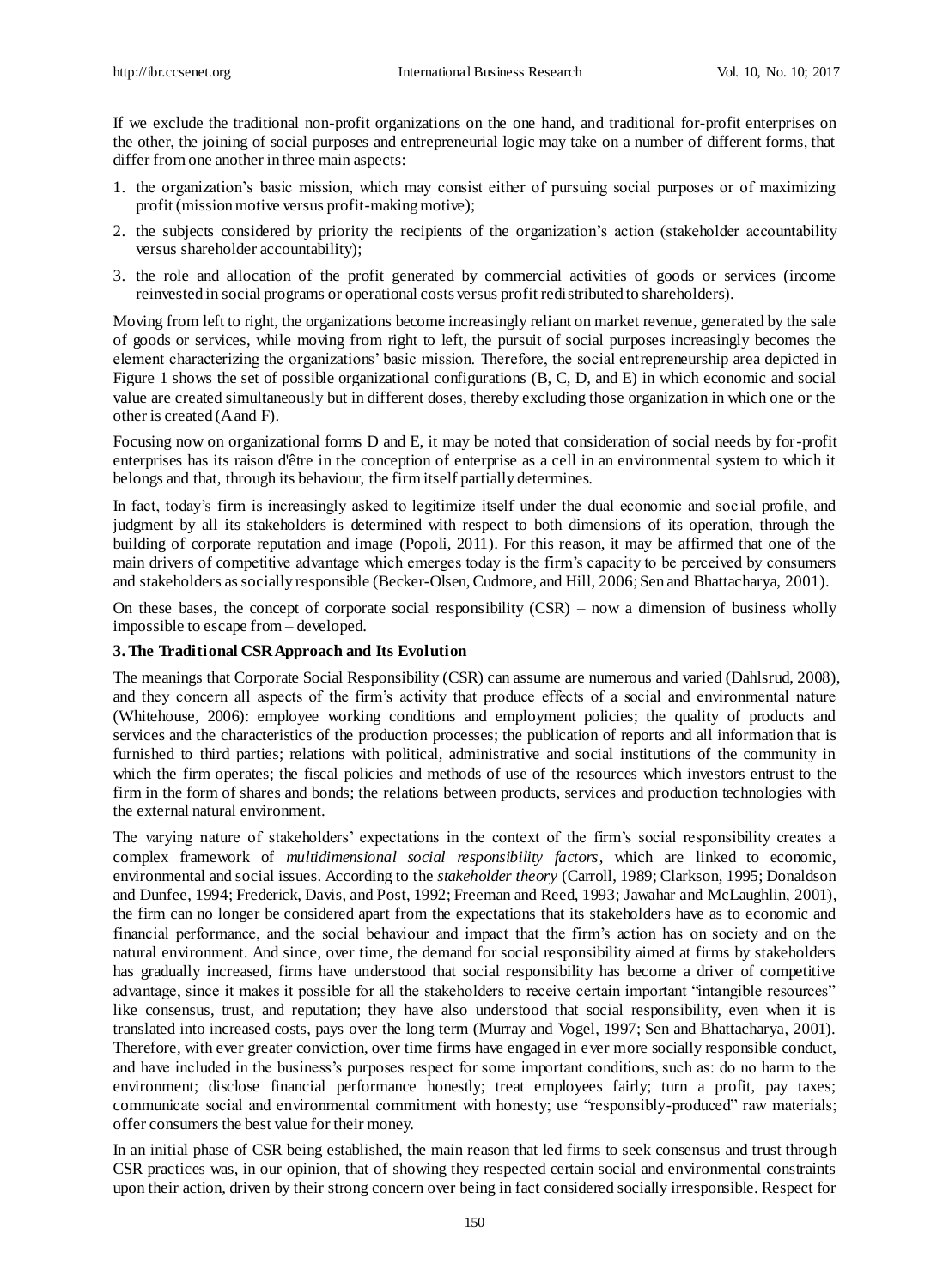If we exclude the traditional non-profit organizations on the one hand, and traditional for-profit enterprises on the other, the joining of social purposes and entrepreneurial logic may take on a number of different forms, that differ from one another in three main aspects:

1. the organization's basic mission, which may consist either of pursuing social purposes or of maximizing profit (mission motive versus profit-making motive);
2. the subjects considered by priority the recipients of the organization's action (stakeholder accountability versus shareholder accountability);
3. the role and allocation of the profit generated by commercial activities of goods or services (income reinvested in social programs or operational costs versus profit redistributed to shareholders).

Moving from left to right, the organizations become increasingly reliant on market revenue, generated by the sale of goods or services, while moving from right to left, the pursuit of social purposes increasingly becomes the element characterizing the organizations' basic mission. Therefore, the social entrepreneurship area depicted in Figure 1 shows the set of possible organizational configurations (B, C, D, and E) in which economic and social value are created simultaneously but in different doses, thereby excluding those organization in which one or the other is created (A and F).

Focusing now on organizational forms D and E, it may be noted that consideration of social needs by for-profit enterprises has its raison d'être in the conception of enterprise as a cell in an environmental system to which it belongs and that, through its behaviour, the firm itself partially determines.

In fact, today's firm is increasingly asked to legitimize itself under the dual economic and social profile, and judgment by all its stakeholders is determined with respect to both dimensions of its operation, through the building of corporate reputation and image (Popoli, 2011). For this reason, it may be affirmed that one of the main drivers of competitive advantage which emerges today is the firm's capacity to be perceived by consumers and stakeholders as socially responsible (Becker-Olsen, Cudmore, and Hill, 2006; Sen and Bhattacharya, 2001).

On these bases, the concept of corporate social responsibility (CSR) – now a dimension of business wholly impossible to escape from – developed.

## 3. The Traditional CSR Approach and Its Evolution

The meanings that Corporate Social Responsibility (CSR) can assume are numerous and varied (Dahlsrud, 2008), and they concern all aspects of the firm's activity that produce effects of a social and environmental nature (Whitehouse, 2006): employee working conditions and employment policies; the quality of products and services and the characteristics of the production processes; the publication of reports and all information that is furnished to third parties; relations with political, administrative and social institutions of the community in which the firm operates; the fiscal policies and methods of use of the resources which investors entrust to the firm in the form of shares and bonds; the relations between products, services and production technologies with the external natural environment.

The varying nature of stakeholders' expectations in the context of the firm's social responsibility creates a complex framework of *multidimensional social responsibility factors*, which are linked to economic, environmental and social issues. According to the *stakeholder theory* (Carroll, 1989; Clarkson, 1995; Donaldson and Dunfee, 1994; Frederick, Davis, and Post, 1992; Freeman and Reed, 1993; Jawahar and McLaughlin, 2001), the firm can no longer be considered apart from the expectations that its stakeholders have as to economic and financial performance, and the social behaviour and impact that the firm's action has on society and on the natural environment. And since, over time, the demand for social responsibility aimed at firms by stakeholders has gradually increased, firms have understood that social responsibility has become a driver of competitive advantage, since it makes it possible for all the stakeholders to receive certain important "intangible resources" like consensus, trust, and reputation; they have also understood that social responsibility, even when it is translated into increased costs, pays over the long term (Murray and Vogel, 1997; Sen and Bhattacharya, 2001). Therefore, with ever greater conviction, over time firms have engaged in ever more socially responsible conduct, and have included in the business's purposes respect for some important conditions, such as: do no harm to the environment; disclose financial performance honestly; treat employees fairly; turn a profit, pay taxes; communicate social and environmental commitment with honesty; use "responsibly-produced" raw materials; offer consumers the best value for their money.

In an initial phase of CSR being established, the main reason that led firms to seek consensus and trust through CSR practices was, in our opinion, that of showing they respected certain social and environmental constraints upon their action, driven by their strong concern over being in fact considered socially irresponsible. Respect for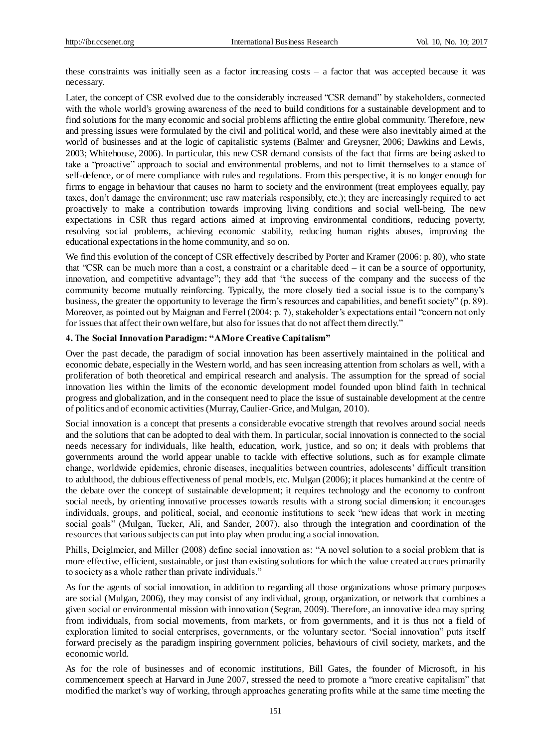these constraints was initially seen as a factor increasing costs – a factor that was accepted because it was necessary.

Later, the concept of CSR evolved due to the considerably increased "CSR demand" by stakeholders, connected with the whole world's growing awareness of the need to build conditions for a sustainable development and to find solutions for the many economic and social problems afflicting the entire global community. Therefore, new and pressing issues were formulated by the civil and political world, and these were also inevitably aimed at the world of businesses and at the logic of capitalistic systems (Balmer and Greysner, 2006; Dawkins and Lewis, 2003; Whitehouse, 2006). In particular, this new CSR demand consists of the fact that firms are being asked to take a "proactive" approach to social and environmental problems, and not to limit themselves to a stance of self-defence, or of mere compliance with rules and regulations. From this perspective, it is no longer enough for firms to engage in behaviour that causes no harm to society and the environment (treat employees equally, pay taxes, don't damage the environment; use raw materials responsibly, etc.); they are increasingly required to act proactively to make a contribution towards improving living conditions and social well-being. The new expectations in CSR thus regard actions aimed at improving environmental conditions, reducing poverty, resolving social problems, achieving economic stability, reducing human rights abuses, improving the educational expectations in the home community, and so on.

We find this evolution of the concept of CSR effectively described by Porter and Kramer (2006: p. 80), who state that "CSR can be much more than a cost, a constraint or a charitable deed – it can be a source of opportunity, innovation, and competitive advantage"; they add that "the success of the company and the success of the community become mutually reinforcing. Typically, the more closely tied a social issue is to the company's business, the greater the opportunity to leverage the firm's resources and capabilities, and benefit society" (p. 89). Moreover, as pointed out by Maignan and Ferrel (2004: p. 7), stakeholder's expectations entail "concern not only for issues that affect their own welfare, but also for issues that do not affect them directly."

## 4. The Social Innovation Paradigm: "A More Creative Capitalism"

Over the past decade, the paradigm of social innovation has been assertively maintained in the political and economic debate, especially in the Western world, and has seen increasing attention from scholars as well, with a proliferation of both theoretical and empirical research and analysis. The assumption for the spread of social innovation lies within the limits of the economic development model founded upon blind faith in technical progress and globalization, and in the consequent need to place the issue of sustainable development at the centre of politics and of economic activities (Murray, Caulier-Grice, and Mulgan, 2010).

Social innovation is a concept that presents a considerable evocative strength that revolves around social needs and the solutions that can be adopted to deal with them. In particular, social innovation is connected to the social needs necessary for individuals, like health, education, work, justice, and so on; it deals with problems that governments around the world appear unable to tackle with effective solutions, such as for example climate change, worldwide epidemics, chronic diseases, inequalities between countries, adolescents' difficult transition to adulthood, the dubious effectiveness of penal models, etc. Mulgan (2006); it places humankind at the centre of the debate over the concept of sustainable development; it requires technology and the economy to confront social needs, by orienting innovative processes towards results with a strong social dimension; it encourages individuals, groups, and political, social, and economic institutions to seek "new ideas that work in meeting social goals" (Mulgan, Tucker, Ali, and Sander, 2007), also through the integration and coordination of the resources that various subjects can put into play when producing a social innovation.

Phills, Deiglmeier, and Miller (2008) define social innovation as: "A novel solution to a social problem that is more effective, efficient, sustainable, or just than existing solutions for which the value created accrues primarily to society as a whole rather than private individuals."

As for the agents of social innovation, in addition to regarding all those organizations whose primary purposes are social (Mulgan, 2006), they may consist of any individual, group, organization, or network that combines a given social or environmental mission with innovation (Segran, 2009). Therefore, an innovative idea may spring from individuals, from social movements, from markets, or from governments, and it is thus not a field of exploration limited to social enterprises, governments, or the voluntary sector. "Social innovation" puts itself forward precisely as the paradigm inspiring government policies, behaviours of civil society, markets, and the economic world.

As for the role of businesses and of economic institutions, Bill Gates, the founder of Microsoft, in his commencement speech at Harvard in June 2007, stressed the need to promote a "more creative capitalism" that modified the market's way of working, through approaches generating profits while at the same time meeting the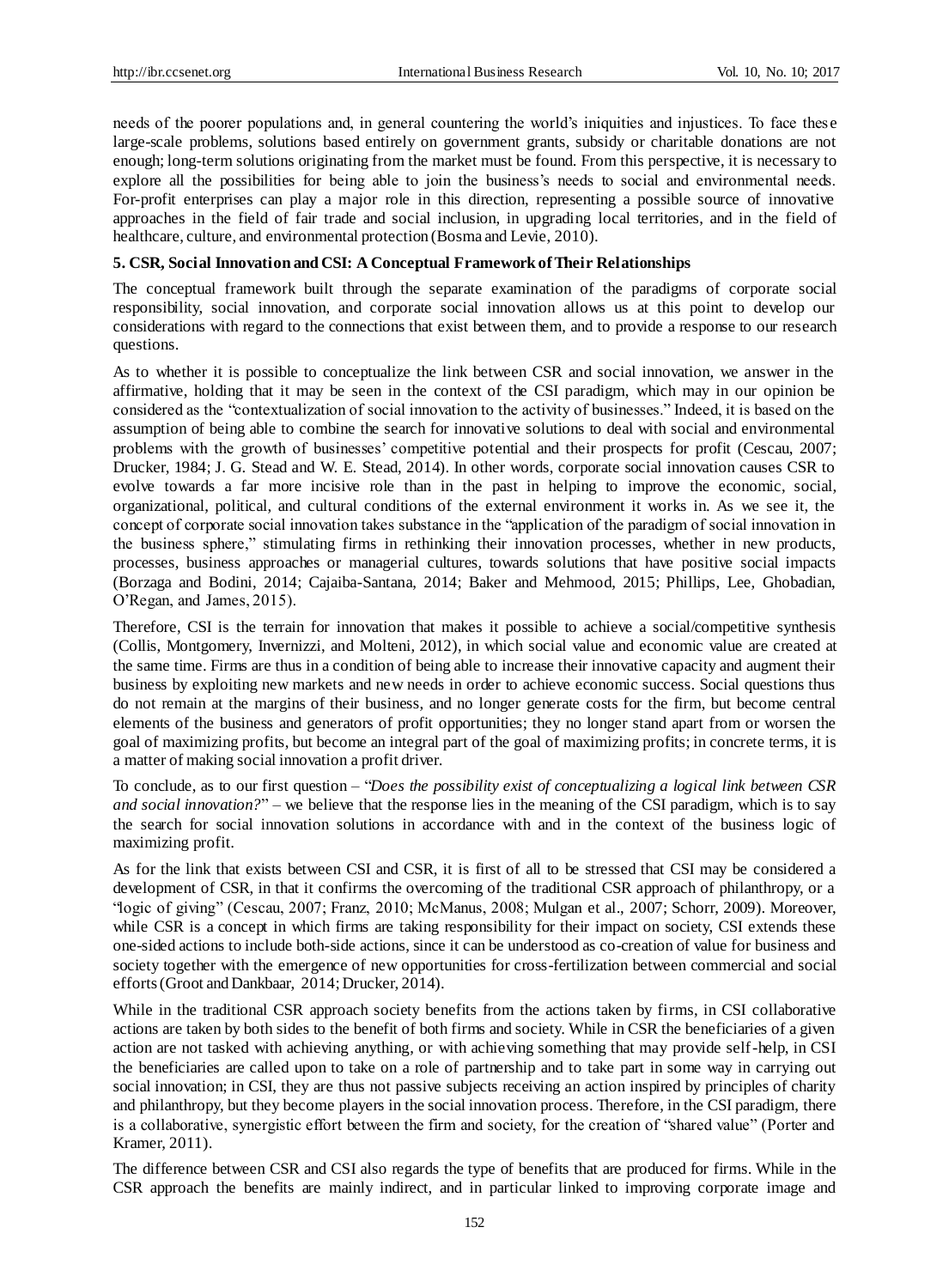needs of the poorer populations and, in general countering the world's iniquities and injustices. To face these large-scale problems, solutions based entirely on government grants, subsidy or charitable donations are not enough; long-term solutions originating from the market must be found. From this perspective, it is necessary to explore all the possibilities for being able to join the business's needs to social and environmental needs. For-profit enterprises can play a major role in this direction, representing a possible source of innovative approaches in the field of fair trade and social inclusion, in upgrading local territories, and in the field of healthcare, culture, and environmental protection (Bosma and Levie, 2010).

## 5. CSR, Social Innovation and CSI: A Conceptual Framework of Their Relationships

The conceptual framework built through the separate examination of the paradigms of corporate social responsibility, social innovation, and corporate social innovation allows us at this point to develop our considerations with regard to the connections that exist between them, and to provide a response to our research questions.

As to whether it is possible to conceptualize the link between CSR and social innovation, we answer in the affirmative, holding that it may be seen in the context of the CSI paradigm, which may in our opinion be considered as the "contextualization of social innovation to the activity of businesses." Indeed, it is based on the assumption of being able to combine the search for innovative solutions to deal with social and environmental problems with the growth of businesses' competitive potential and their prospects for profit (Cescau, 2007; Drucker, 1984; J. G. Stead and W. E. Stead, 2014). In other words, corporate social innovation causes CSR to evolve towards a far more incisive role than in the past in helping to improve the economic, social, organizational, political, and cultural conditions of the external environment it works in. As we see it, the concept of corporate social innovation takes substance in the "application of the paradigm of social innovation in the business sphere," stimulating firms in rethinking their innovation processes, whether in new products, processes, business approaches or managerial cultures, towards solutions that have positive social impacts (Borzaga and Bodini, 2014; Cajaiba-Santana, 2014; Baker and Mehmood, 2015; Phillips, Lee, Ghobadian, O'Regan, and James, 2015).

Therefore, CSI is the terrain for innovation that makes it possible to achieve a social/competitive synthesis (Collis, Montgomery, Invernizzi, and Molteni, 2012), in which social value and economic value are created at the same time. Firms are thus in a condition of being able to increase their innovative capacity and augment their business by exploiting new markets and new needs in order to achieve economic success. Social questions thus do not remain at the margins of their business, and no longer generate costs for the firm, but become central elements of the business and generators of profit opportunities; they no longer stand apart from or worsen the goal of maximizing profits, but become an integral part of the goal of maximizing profits; in concrete terms, it is a matter of making social innovation a profit driver.

To conclude, as to our first question – "*Does the possibility exist of conceptualizing a logical link between CSR and social innovation?*" – we believe that the response lies in the meaning of the CSI paradigm, which is to say the search for social innovation solutions in accordance with and in the context of the business logic of maximizing profit.

As for the link that exists between CSI and CSR, it is first of all to be stressed that CSI may be considered a development of CSR, in that it confirms the overcoming of the traditional CSR approach of philanthropy, or a "logic of giving" (Cescau, 2007; Franz, 2010; McManus, 2008; Mulgan et al., 2007; Schorr, 2009). Moreover, while CSR is a concept in which firms are taking responsibility for their impact on society, CSI extends these one-sided actions to include both-side actions, since it can be understood as co-creation of value for business and society together with the emergence of new opportunities for cross-fertilization between commercial and social efforts (Groot and Dankbaar, 2014; Drucker, 2014).

While in the traditional CSR approach society benefits from the actions taken by firms, in CSI collaborative actions are taken by both sides to the benefit of both firms and society. While in CSR the beneficiaries of a given action are not tasked with achieving anything, or with achieving something that may provide self-help, in CSI the beneficiaries are called upon to take on a role of partnership and to take part in some way in carrying out social innovation; in CSI, they are thus not passive subjects receiving an action inspired by principles of charity and philanthropy, but they become players in the social innovation process. Therefore, in the CSI paradigm, there is a collaborative, synergistic effort between the firm and society, for the creation of "shared value" (Porter and Kramer, 2011).

The difference between CSR and CSI also regards the type of benefits that are produced for firms. While in the CSR approach the benefits are mainly indirect, and in particular linked to improving corporate image and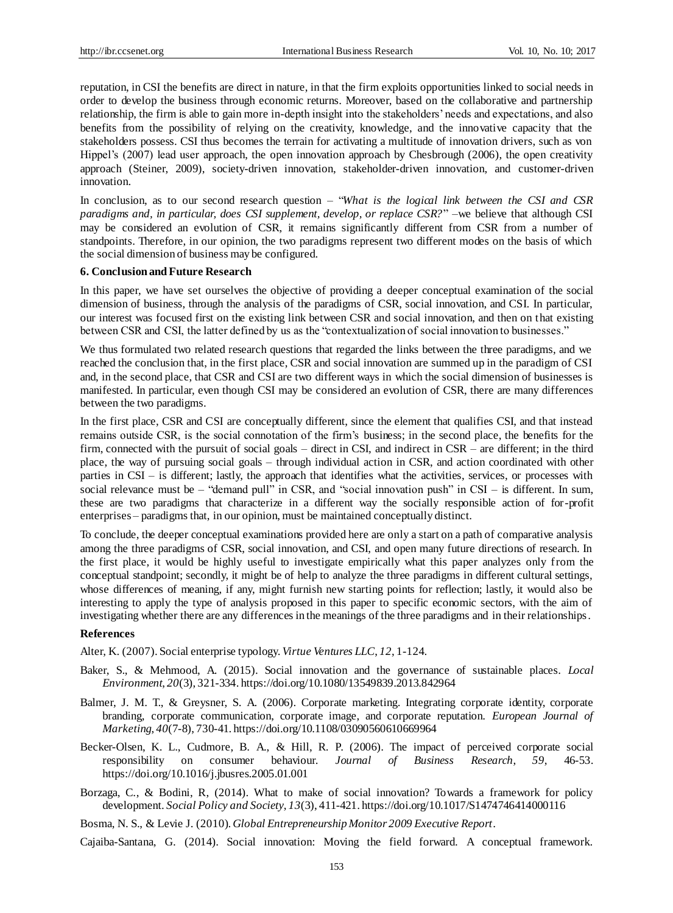reputation, in CSI the benefits are direct in nature, in that the firm exploits opportunities linked to social needs in order to develop the business through economic returns. Moreover, based on the collaborative and partnership relationship, the firm is able to gain more in-depth insight into the stakeholders' needs and expectations, and also benefits from the possibility of relying on the creativity, knowledge, and the innovative capacity that the stakeholders possess. CSI thus becomes the terrain for activating a multitude of innovation drivers, such as von Hippel's (2007) lead user approach, the open innovation approach by Chesbrough (2006), the open creativity approach (Steiner, 2009), society-driven innovation, stakeholder-driven innovation, and customer-driven innovation.

In conclusion, as to our second research question – "*What is the logical link between the CSI and CSR paradigms and, in particular, does CSI supplement, develop, or replace CSR?*" –we believe that although CSI may be considered an evolution of CSR, it remains significantly different from CSR from a number of standpoints. Therefore, in our opinion, the two paradigms represent two different modes on the basis of which the social dimension of business may be configured.

## 6. Conclusion and Future Research

In this paper, we have set ourselves the objective of providing a deeper conceptual examination of the social dimension of business, through the analysis of the paradigms of CSR, social innovation, and CSI. In particular, our interest was focused first on the existing link between CSR and social innovation, and then on that existing between CSR and CSI, the latter defined by us as the "contextualization of social innovation to businesses."

We thus formulated two related research questions that regarded the links between the three paradigms, and we reached the conclusion that, in the first place, CSR and social innovation are summed up in the paradigm of CSI and, in the second place, that CSR and CSI are two different ways in which the social dimension of businesses is manifested. In particular, even though CSI may be considered an evolution of CSR, there are many differences between the two paradigms.

In the first place, CSR and CSI are conceptually different, since the element that qualifies CSI, and that instead remains outside CSR, is the social connotation of the firm's business; in the second place, the benefits for the firm, connected with the pursuit of social goals – direct in CSI, and indirect in CSR – are different; in the third place, the way of pursuing social goals – through individual action in CSR, and action coordinated with other parties in CSI – is different; lastly, the approach that identifies what the activities, services, or processes with social relevance must be – "demand pull" in CSR, and "social innovation push" in CSI – is different. In sum, these are two paradigms that characterize in a different way the socially responsible action of for-profit enterprises – paradigms that, in our opinion, must be maintained conceptually distinct.

To conclude, the deeper conceptual examinations provided here are only a start on a path of comparative analysis among the three paradigms of CSR, social innovation, and CSI, and open many future directions of research. In the first place, it would be highly useful to investigate empirically what this paper analyzes only from the conceptual standpoint; secondly, it might be of help to analyze the three paradigms in different cultural settings, whose differences of meaning, if any, might furnish new starting points for reflection; lastly, it would also be interesting to apply the type of analysis proposed in this paper to specific economic sectors, with the aim of investigating whether there are any differences in the meanings of the three paradigms and in their relationships.

## References

Alter, K. (2007). Social enterprise typology. *Virtue Ventures LLC, 12*, 1-124.

Baker, S., & Mehmood, A. (2015). Social innovation and the governance of sustainable places. *Local Environment, 20*(3), 321-334. https://doi.org/10.1080/13549839.2013.842964

Balmer, J. M. T., & Greysner, S. A. (2006). Corporate marketing. Integrating corporate identity, corporate branding, corporate communication, corporate image, and corporate reputation. *European Journal of Marketing, 40*(7-8), 730-41. https://doi.org/10.1108/03090560610669964

Becker-Olsen, K. L., Cudmore, B. A., & Hill, R. P. (2006). The impact of perceived corporate social responsibility on consumer behaviour. *Journal of Business Research*, *59*, 46-53. https://doi.org/10.1016/j.jbusres.2005.01.001

Borzaga, C., & Bodini, R, (2014). What to make of social innovation? Towards a framework for policy development. *Social Policy and Society, 13*(3), 411-421. https://doi.org/10.1017/S1474746414000116

Bosma, N. S., & Levie J. (2010). *Global Entrepreneurship Monitor 2009 Executive Report*.

Cajaiba-Santana, G. (2014). Social innovation: Moving the field forward. A conceptual framework.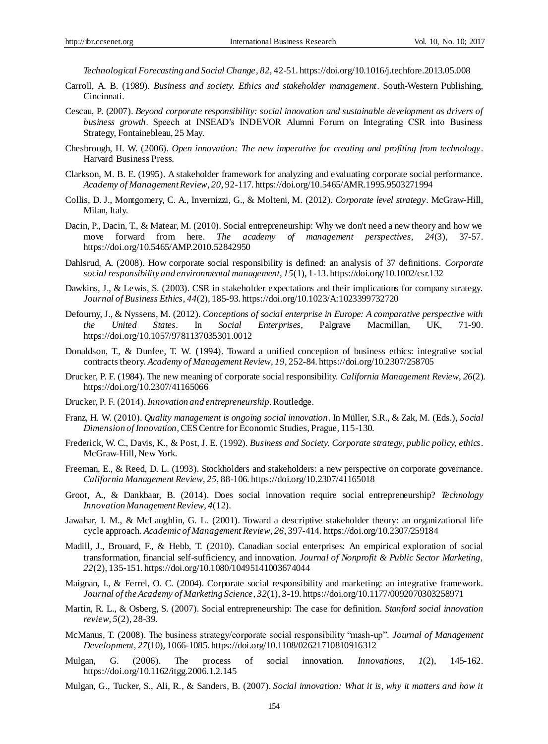*Technological Forecasting and Social Change*, *82*, 42-51. https://doi.org/10.1016/j.techfore.2013.05.008

Carroll, A. B. (1989). *Business and society. Ethics and stakeholder management*. South-Western Publishing, Cincinnati.

Cescau, P. (2007). *Beyond corporate responsibility: social innovation and sustainable development as drivers of business growth*. Speech at INSEAD's INDEVOR Alumni Forum on Integrating CSR into Business Strategy, Fontainebleau, 25 May.

Chesbrough, H. W. (2006). *Open innovation: The new imperative for creating and profiting from technology*. Harvard Business Press.

Clarkson, M. B. E. (1995). A stakeholder framework for analyzing and evaluating corporate social performance. *Academy of Management Review*, *20*, 92-117. https://doi.org/10.5465/AMR.1995.9503271994

Collis, D. J., Montgomery, C. A., Invernizzi, G., & Molteni, M. (2012). *Corporate level strategy*. McGraw-Hill, Milan, Italy.

Dacin, P., Dacin, T., & Matear, M. (2010). Social entrepreneurship: Why we don't need a new theory and how we move forward from here. *The academy of management perspectives, 24*(3), 37-57. https://doi.org/10.5465/AMP.2010.52842950

Dahlsrud, A. (2008). How corporate social responsibility is defined: an analysis of 37 definitions. *Corporate social responsibility and environmental management*, *15*(1), 1-13. https://doi.org/10.1002/csr.132

Dawkins, J., & Lewis, S. (2003). CSR in stakeholder expectations and their implications for company strategy. *Journal of Business Ethics*, *44*(2), 185-93. https://doi.org/10.1023/A:1023399732720

Defourny, J., & Nyssens, M. (2012). *Conceptions of social enterprise in Europe: A comparative perspective with the United States*. In *Social Enterprises*, Palgrave Macmillan, UK, 71-90. https://doi.org/10.1057/9781137035301.0012

Donaldson, T., & Dunfee, T. W. (1994). Toward a unified conception of business ethics: integrative social contracts theory. *Academy of Management Review*, *19*, 252-84. https://doi.org/10.2307/258705

Drucker, P. F. (1984). The new meaning of corporate social responsibility. *California Management Review, 26*(2). https://doi.org/10.2307/41165066

Drucker, P. F. (2014). *Innovation and entrepreneurship*. Routledge.

Franz, H. W. (2010). *Quality management is ongoing social innovation*. In Müller, S.R., & Zak, M. (Eds.), *Social Dimension of Innovation*, CES Centre for Economic Studies, Prague, 115-130.

Frederick, W. C., Davis, K., & Post, J. E. (1992). *Business and Society. Corporate strategy, public policy, ethics*. McGraw-Hill, New York.

Freeman, E., & Reed, D. L. (1993). Stockholders and stakeholders: a new perspective on corporate governance. *California Management Review*, *25*, 88-106. https://doi.org/10.2307/41165018

Groot, A., & Dankbaar, B. (2014). Does social innovation require social entrepreneurship? *Technology Innovation Management Review*, *4*(12).

Jawahar, I. M., & McLaughlin, G. L. (2001). Toward a descriptive stakeholder theory: an organizational life cycle approach. *Academic of Management Review*, *26*, 397-414. https://doi.org/10.2307/259184

Madill, J., Brouard, F., & Hebb, T. (2010). Canadian social enterprises: An empirical exploration of social transformation, financial self-sufficiency, and innovation. *Journal of Nonprofit & Public Sector Marketing*, *22*(2), 135-151. https://doi.org/10.1080/10495141003674044

Maignan, I., & Ferrel, O. C. (2004). Corporate social responsibility and marketing: an integrative framework. *Journal of the Academy of Marketing Science*, *32*(1), 3-19. https://doi.org/10.1177/0092070303258971

Martin, R. L., & Osberg, S. (2007). Social entrepreneurship: The case for definition. *Stanford social innovation review*, *5*(2), 28-39.

McManus, T. (2008). The business strategy/corporate social responsibility "mash-up". *Journal of Management Development*, *27*(10), 1066-1085. https://doi.org/10.1108/02621710810916312

Mulgan, G. (2006). The process of social innovation. *Innovations, 1*(2), 145-162. https://doi.org/10.1162/itgg.2006.1.2.145

Mulgan, G., Tucker, S., Ali, R., & Sanders, B. (2007). *Social innovation: What it is, why it matters and how it*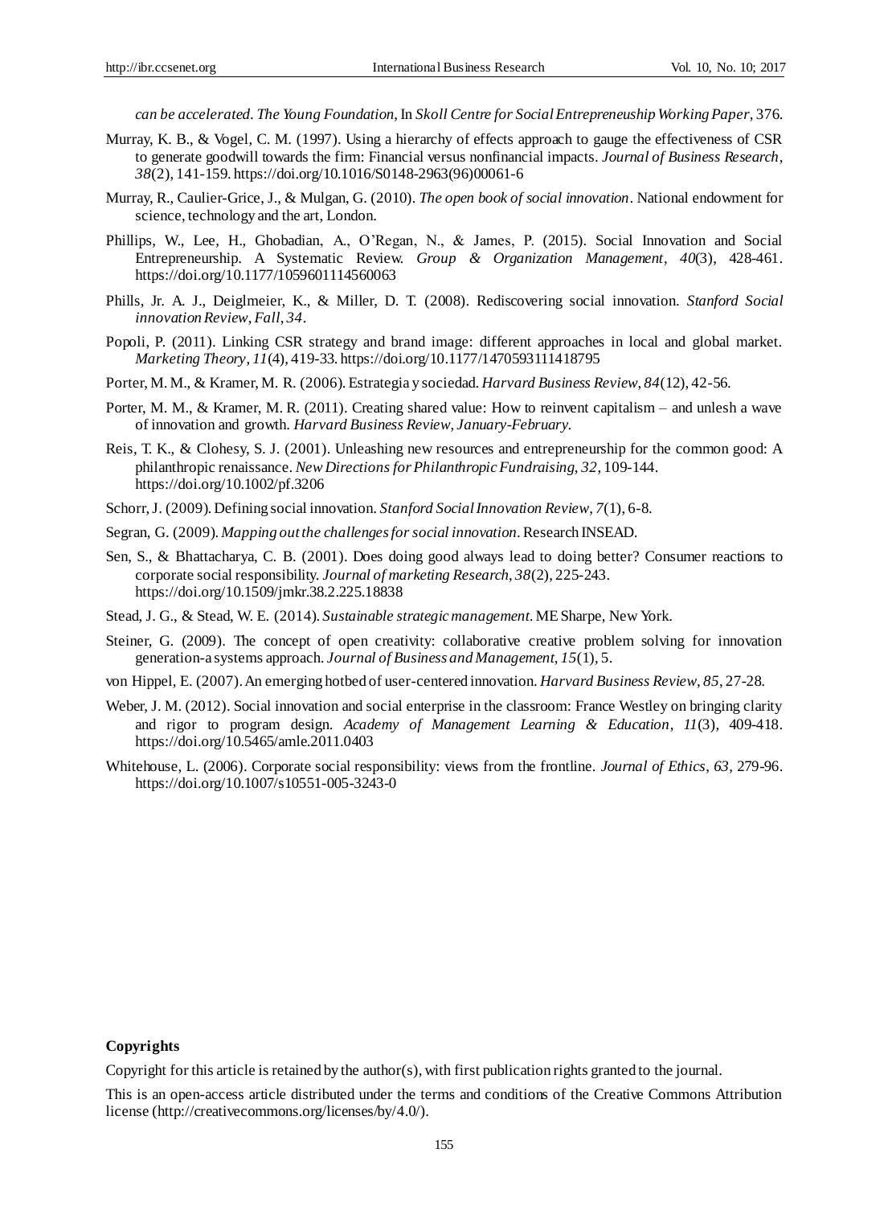*can be accelerated. The Young Foundation*, In *Skoll Centre for Social Entrepreneuship Working Paper*, 376.

Murray, K. B., & Vogel, C. M. (1997). Using a hierarchy of effects approach to gauge the effectiveness of CSR to generate goodwill towards the firm: Financial versus nonfinancial impacts. *Journal of Business Research*, *38*(2), 141-159. https://doi.org/10.1016/S0148-2963(96)00061-6

Murray, R., Caulier-Grice, J., & Mulgan, G. (2010). *The open book of social innovation*. National endowment for science, technology and the art, London.

Phillips, W., Lee, H., Ghobadian, A., O'Regan, N., & James, P. (2015). Social Innovation and Social Entrepreneurship. A Systematic Review. *Group & Organization Management*, *40*(3), 428-461. https://doi.org/10.1177/1059601114560063

Phills, Jr. A. J., Deiglmeier, K., & Miller, D. T. (2008). Rediscovering social innovation. *Stanford Social innovation Review*, *Fall*, *34*.

Popoli, P. (2011). Linking CSR strategy and brand image: different approaches in local and global market. *Marketing Theory*, *11*(4), 419-33. https://doi.org/10.1177/1470593111418795

Porter, M. M., & Kramer, M. R. (2006). Estrategia y sociedad. *Harvard Business Review*, *84*(12), 42-56.

Porter, M. M., & Kramer, M. R. (2011). Creating shared value: How to reinvent capitalism – and unlesh a wave of innovation and growth. *Harvard Business Review*, *January-February*.

Reis, T. K., & Clohesy, S. J. (2001). Unleashing new resources and entrepreneurship for the common good: A philanthropic renaissance. *New Directions for Philanthropic Fundraising*, *32*, 109-144. https://doi.org/10.1002/pf.3206

Schorr, J. (2009). Defining social innovation. *Stanford Social Innovation Review*, *7*(1), 6-8.

Segran, G. (2009). *Mapping out the challenges for social innovation*. Research INSEAD.

Sen, S., & Bhattacharya, C. B. (2001). Does doing good always lead to doing better? Consumer reactions to corporate social responsibility. *Journal of marketing Research*, *38*(2), 225-243. https://doi.org/10.1509/jmkr.38.2.225.18838

Stead, J. G., & Stead, W. E. (2014). *Sustainable strategic management*. ME Sharpe, New York.

Steiner, G. (2009). The concept of open creativity: collaborative creative problem solving for innovation generation-a systems approach. *Journal of Business and Management*, *15*(1), 5.

von Hippel, E. (2007). An emerging hotbed of user-centered innovation. *Harvard Business Review*, *85*, 27-28.

Weber, J. M. (2012). Social innovation and social enterprise in the classroom: France Westley on bringing clarity and rigor to program design. *Academy of Management Learning & Education*, *11*(3), 409-418. https://doi.org/10.5465/amle.2011.0403

Whitehouse, L. (2006). Corporate social responsibility: views from the frontline. *Journal of Ethics*, *63*, 279-96. https://doi.org/10.1007/s10551-005-3243-0

**Copyrights**

Copyright for this article is retained by the author(s), with first publication rights granted to the journal.

This is an open-access article distributed under the terms and conditions of the Creative Commons Attribution license (http://creativecommons.org/licenses/by/4.0/).